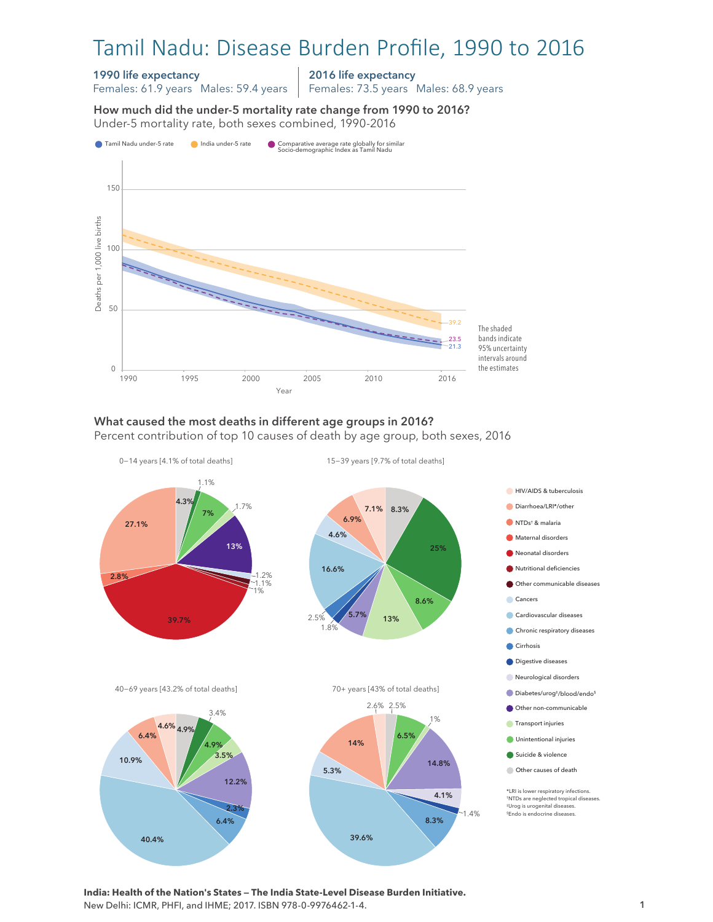# Tamil Nadu: Disease Burden Profile, 1990 to 2016

**1990 life expectancy**
Females: 61.9 years Males: 59.4 years

**2016 life expectancy**
Females: 73.5 years Males: 68.9 years

### How much did the under-5 mortality rate change from 1990 to 2016?

Under-5 mortality rate, both sexes combined, 1990-2016

- Tamil Nadu under-5 rate
- India under-5 rate
- Comparative average rate globally for similar Socio-demographic Index as Tamil Nadu

Deaths per 1,000 live births (0–150), Year (1990–2016)

2016 values: India 39.2; Comparative global average 23.5; Tamil Nadu 21.3

The shaded bands indicate 95% uncertainty intervals around the estimates

### What caused the most deaths in different age groups in 2016?

Percent contribution of top 10 causes of death by age group, both sexes, 2016

**0–14 years [4.1% of total deaths]**: 39.7%, 27.1%, 13%, 7%, 4.3%, 2.8%, 1.7%, 1.2%, 1.1%, 1.1%, 1%

**15–39 years [9.7% of total deaths]**: 25%, 16.6%, 13%, 8.6%, 8.3%, 7.1%, 6.9%, 5.7%, 4.6%, 2.5%, 1.8%

**40–69 years [43.2% of total deaths]**: 40.4%, 12.2%, 10.9%, 6.4%, 6.4%, 4.9%, 4.9%, 4.6%, 3.5%, 3.4%, 2.3%

**70+ years [43% of total deaths]**: 39.6%, 14.8%, 14%, 8.3%, 6.5%, 5.3%, 4.1%, 2.6%, 2.5%, 1.4%, 1%

Legend:
- HIV/AIDS & tuberculosis
- Diarrhoea/LRI*/other
- NTDs† & malaria
- Maternal disorders
- Neonatal disorders
- Nutritional deficiencies
- Other communicable diseases
- Cancers
- Cardiovascular diseases
- Chronic respiratory diseases
- Cirrhosis
- Digestive diseases
- Neurological disorders
- Diabetes/urog‡/blood/endo§
- Other non-communicable
- Transport injuries
- Unintentional injuries
- Suicide & violence
- Other causes of death

*LRI is lower respiratory infections.
†NTDs are neglected tropical diseases.
‡Urog is urogenital diseases.
§Endo is endocrine diseases.

**India: Health of the Nation's States — The India State-Level Disease Burden Initiative.**
New Delhi: ICMR, PHFI, and IHME; 2017. ISBN 978-0-9976462-1-4.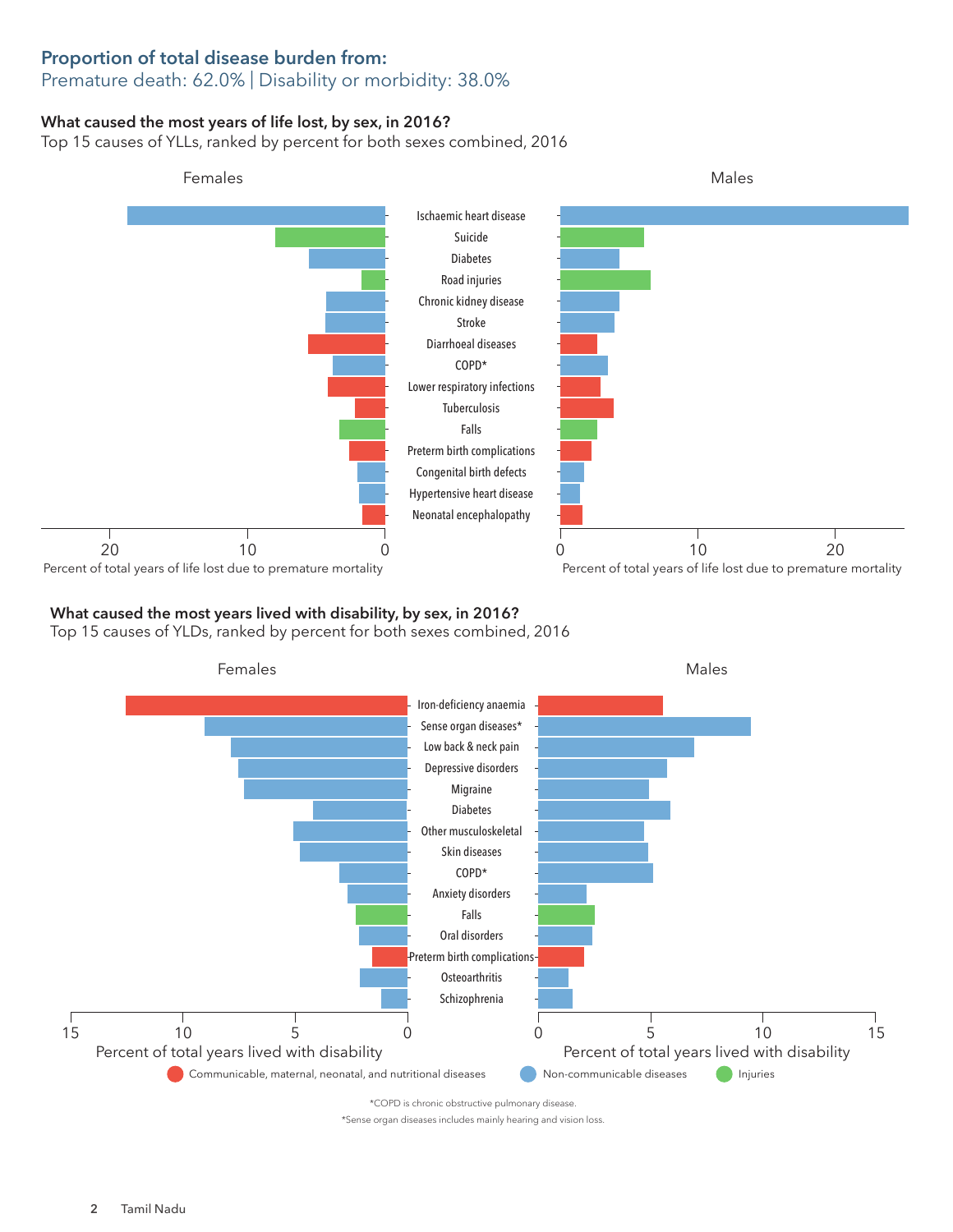## Proportion of total disease burden from:

Premature death: 62.0% | Disability or morbidity: 38.0%

### What caused the most years of life lost, by sex, in 2016?

Top 15 causes of YLLs, ranked by percent for both sexes combined, 2016

Females | Males

- Ischaemic heart disease
- Suicide
- Diabetes
- Road injuries
- Chronic kidney disease
- Stroke
- Diarrhoeal diseases
- COPD*
- Lower respiratory infections
- Tuberculosis
- Falls
- Preterm birth complications
- Congenital birth defects
- Hypertensive heart disease
- Neonatal encephalopathy

Percent of total years of life lost due to premature mortality

### What caused the most years lived with disability, by sex, in 2016?

Top 15 causes of YLDs, ranked by percent for both sexes combined, 2016

Females | Males

- Iron-deficiency anaemia
- Sense organ diseases*
- Low back & neck pain
- Depressive disorders
- Migraine
- Diabetes
- Other musculoskeletal
- Skin diseases
- COPD*
- Anxiety disorders
- Falls
- Oral disorders
- Preterm birth complications
- Osteoarthritis
- Schizophrenia

Percent of total years lived with disability

Communicable, maternal, neonatal, and nutritional diseases | Non-communicable diseases | Injuries

*COPD is chronic obstructive pulmonary disease.

*Sense organ diseases includes mainly hearing and vision loss.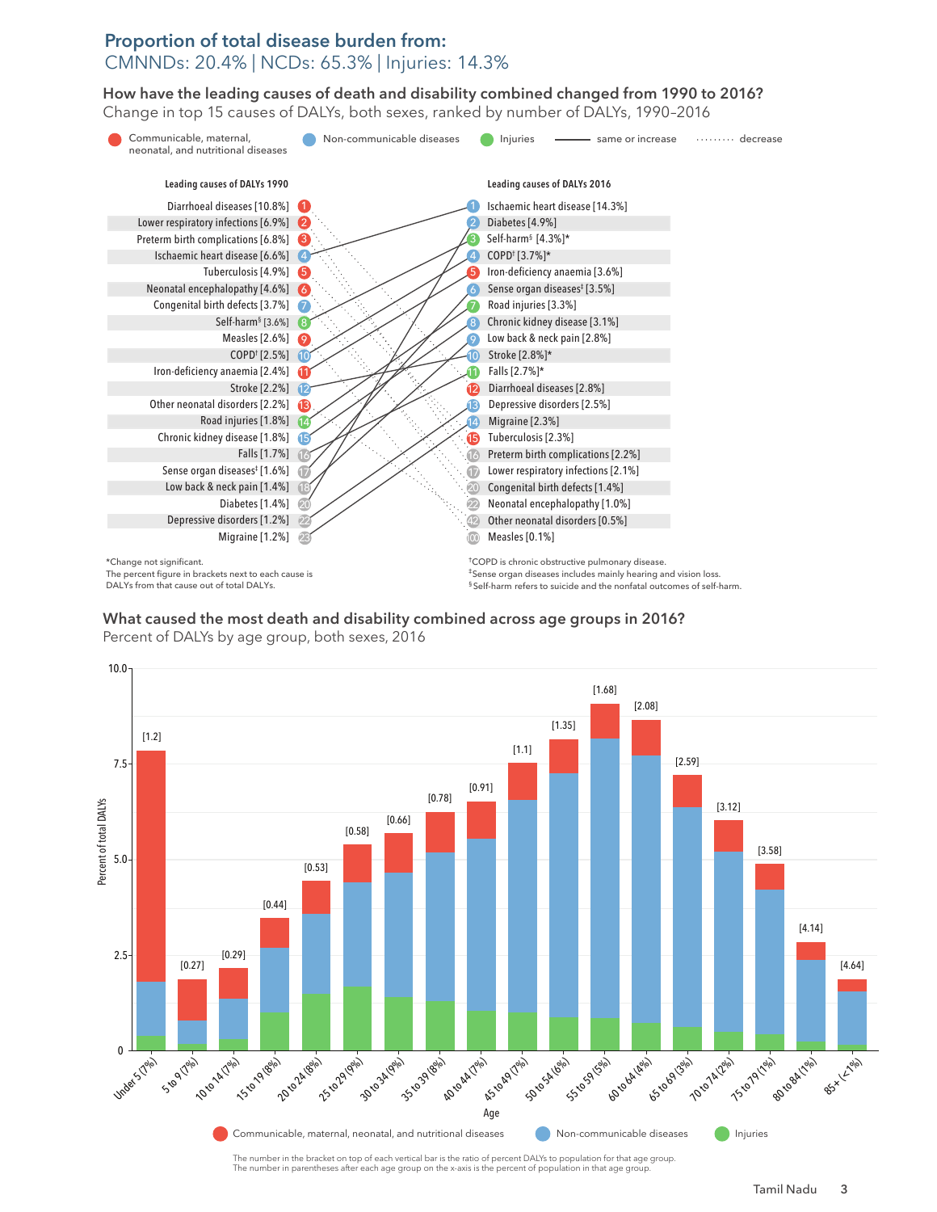## Proportion of total disease burden from:

CMNNDs: 20.4% | NCDs: 65.3% | Injuries: 14.3%

### How have the leading causes of death and disability combined changed from 1990 to 2016?

Change in top 15 causes of DALYs, both sexes, ranked by number of DALYs, 1990–2016

Legend: Communicable, maternal, neonatal, and nutritional diseases | Non-communicable diseases | Injuries | —— same or increase | ········ decrease

| Rank | Leading causes of DALYs 1990 | Rank | Leading causes of DALYs 2016 |
|---|---|---|---|
| 1 | Diarrhoeal diseases [10.8%] | 1 | Ischaemic heart disease [14.3%] |
| 2 | Lower respiratory infections [6.9%] | 2 | Diabetes [4.9%] |
| 3 | Preterm birth complications [6.8%] | 3 | Self-harm§ [4.3%]* |
| 4 | Ischaemic heart disease [6.6%] | 4 | COPD† [3.7%]* |
| 5 | Tuberculosis [4.9%] | 5 | Iron-deficiency anaemia [3.6%] |
| 6 | Neonatal encephalopathy [4.6%] | 6 | Sense organ diseases‡ [3.5%] |
| 7 | Congenital birth defects [3.7%] | 7 | Road injuries [3.3%] |
| 8 | Self-harm§ [3.6%] | 8 | Chronic kidney disease [3.1%] |
| 9 | Measles [2.6%] | 9 | Low back & neck pain [2.8%] |
| 10 | COPD† [2.5%] | 10 | Stroke [2.8%]* |
| 11 | Iron-deficiency anaemia [2.4%] | 11 | Falls [2.7%]* |
| 12 | Stroke [2.2%] | 12 | Diarrhoeal diseases [2.8%] |
| 13 | Other neonatal disorders [2.2%] | 13 | Depressive disorders [2.5%] |
| 14 | Road injuries [1.8%] | 14 | Migraine [2.3%] |
| 15 | Chronic kidney disease [1.8%] | 15 | Tuberculosis [2.3%] |
| 16 | Falls [1.7%] | 16 | Preterm birth complications [2.2%] |
| 17 | Sense organ diseases‡ [1.6%] | 17 | Lower respiratory infections [2.1%] |
| 18 | Low back & neck pain [1.4%] | 20 | Congenital birth defects [1.4%] |
| 20 | Diabetes [1.4%] | 22 | Neonatal encephalopathy [1.0%] |
| 22 | Depressive disorders [1.2%] | 42 | Other neonatal disorders [0.5%] |
| 23 | Migraine [1.2%] | 100 | Measles [0.1%] |

*Change not significant.
The percent figure in brackets next to each cause is DALYs from that cause out of total DALYs.

†COPD is chronic obstructive pulmonary disease.
‡Sense organ diseases includes mainly hearing and vision loss.
§Self-harm refers to suicide and the nonfatal outcomes of self-harm.

### What caused the most death and disability combined across age groups in 2016?

Percent of DALYs by age group, both sexes, 2016

| Age | Ratio of percent DALYs to population |
|---|---|
| Under 5 (7%) | [1.2] |
| 5 to 9 (7%) | [0.27] |
| 10 to 14 (7%) | [0.29] |
| 15 to 19 (8%) | [0.44] |
| 20 to 24 (8%) | [0.53] |
| 25 to 29 (9%) | [0.58] |
| 30 to 34 (9%) | [0.66] |
| 35 to 39 (8%) | [0.78] |
| 40 to 44 (7%) | [0.91] |
| 45 to 49 (7%) | [1.1] |
| 50 to 54 (6%) | [1.35] |
| 55 to 59 (5%) | [1.68] |
| 60 to 64 (4%) | [2.08] |
| 65 to 69 (3%) | [2.59] |
| 70 to 74 (2%) | [3.12] |
| 75 to 79 (1%) | [3.58] |
| 80 to 84 (1%) | [4.14] |
| 85+ (<1%) | [4.64] |

Legend: Communicable, maternal, neonatal, and nutritional diseases | Non-communicable diseases | Injuries

The number in the bracket on top of each vertical bar is the ratio of percent DALYs to population for that age group.
The number in parentheses after each age group on the x-axis is the percent of population in that age group.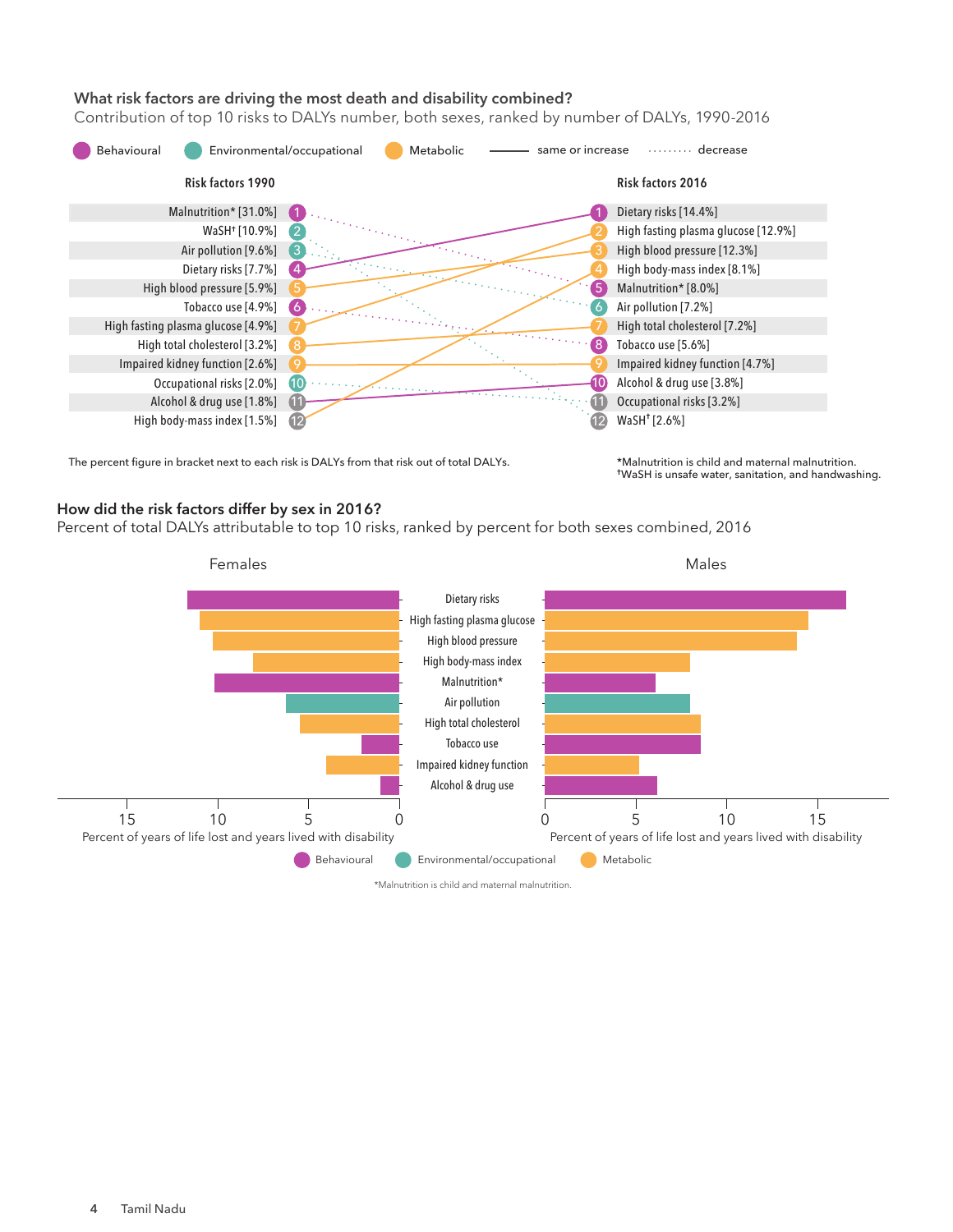### What risk factors are driving the most death and disability combined?

Contribution of top 10 risks to DALYs number, both sexes, ranked by number of DALYs, 1990-2016

Behavioural
Environmental/occupational
Metabolic
same or increase
decrease

Risk factors 1990

1 Malnutrition* [31.0%]
2 WaSH† [10.9%]
3 Air pollution [9.6%]
4 Dietary risks [7.7%]
5 High blood pressure [5.9%]
6 Tobacco use [4.9%]
7 High fasting plasma glucose [4.9%]
8 High total cholesterol [3.2%]
9 Impaired kidney function [2.6%]
10 Occupational risks [2.0%]
11 Alcohol & drug use [1.8%]
12 High body-mass index [1.5%]

Risk factors 2016

1 Dietary risks [14.4%]
2 High fasting plasma glucose [12.9%]
3 High blood pressure [12.3%]
4 High body-mass index [8.1%]
5 Malnutrition* [8.0%]
6 Air pollution [7.2%]
7 High total cholesterol [7.2%]
8 Tobacco use [5.6%]
9 Impaired kidney function [4.7%]
10 Alcohol & drug use [3.8%]
11 Occupational risks [3.2%]
12 WaSH† [2.6%]

The percent figure in bracket next to each risk is DALYs from that risk out of total DALYs.

*Malnutrition is child and maternal malnutrition.
†WaSH is unsafe water, sanitation, and handwashing.

### How did the risk factors differ by sex in 2016?

Percent of total DALYs attributable to top 10 risks, ranked by percent for both sexes combined, 2016

Females

Males

Dietary risks
High fasting plasma glucose
High blood pressure
High body-mass index
Malnutrition*
Air pollution
High total cholesterol
Tobacco use
Impaired kidney function
Alcohol & drug use

15 10 5 0

0 5 10 15

Percent of years of life lost and years lived with disability

Percent of years of life lost and years lived with disability

Behavioural
Environmental/occupational
Metabolic

*Malnutrition is child and maternal malnutrition.